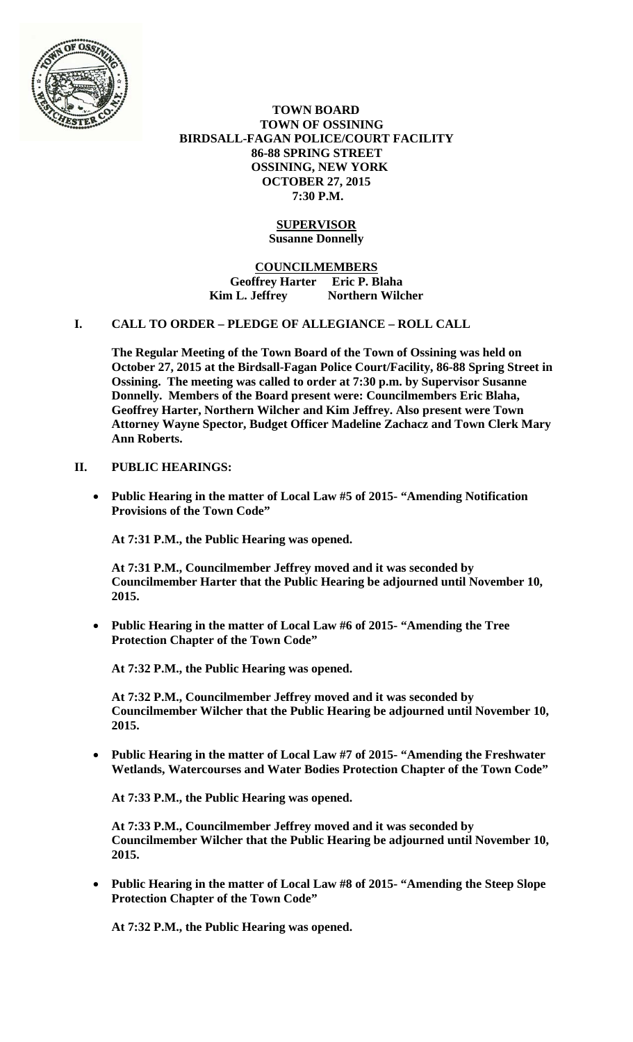**TOWN BOARD**
**TOWN OF OSSINING**
**BIRDSALL-FAGAN POLICE/COURT FACILITY**
**86-88 SPRING STREET**
**OSSINING, NEW YORK**
**OCTOBER 27, 2015**
**7:30 P.M.**

**SUPERVISOR**
**Susanne Donnelly**

**COUNCILMEMBERS**
**Geoffrey Harter Eric P. Blaha**
**Kim L. Jeffrey Northern Wilcher**

## I. CALL TO ORDER – PLEDGE OF ALLEGIANCE – ROLL CALL

**The Regular Meeting of the Town Board of the Town of Ossining was held on October 27, 2015 at the Birdsall-Fagan Police Court/Facility, 86-88 Spring Street in Ossining. The meeting was called to order at 7:30 p.m. by Supervisor Susanne Donnelly. Members of the Board present were: Councilmembers Eric Blaha, Geoffrey Harter, Northern Wilcher and Kim Jeffrey. Also present were Town Attorney Wayne Spector, Budget Officer Madeline Zachacz and Town Clerk Mary Ann Roberts.**

## II. PUBLIC HEARINGS:

- **Public Hearing in the matter of Local Law #5 of 2015- "Amending Notification Provisions of the Town Code"**

  **At 7:31 P.M., the Public Hearing was opened.**

  **At 7:31 P.M., Councilmember Jeffrey moved and it was seconded by Councilmember Harter that the Public Hearing be adjourned until November 10, 2015.**

- **Public Hearing in the matter of Local Law #6 of 2015- "Amending the Tree Protection Chapter of the Town Code"**

  **At 7:32 P.M., the Public Hearing was opened.**

  **At 7:32 P.M., Councilmember Jeffrey moved and it was seconded by Councilmember Wilcher that the Public Hearing be adjourned until November 10, 2015.**

- **Public Hearing in the matter of Local Law #7 of 2015- "Amending the Freshwater Wetlands, Watercourses and Water Bodies Protection Chapter of the Town Code"**

  **At 7:33 P.M., the Public Hearing was opened.**

  **At 7:33 P.M., Councilmember Jeffrey moved and it was seconded by Councilmember Wilcher that the Public Hearing be adjourned until November 10, 2015.**

- **Public Hearing in the matter of Local Law #8 of 2015- "Amending the Steep Slope Protection Chapter of the Town Code"**

  **At 7:32 P.M., the Public Hearing was opened.**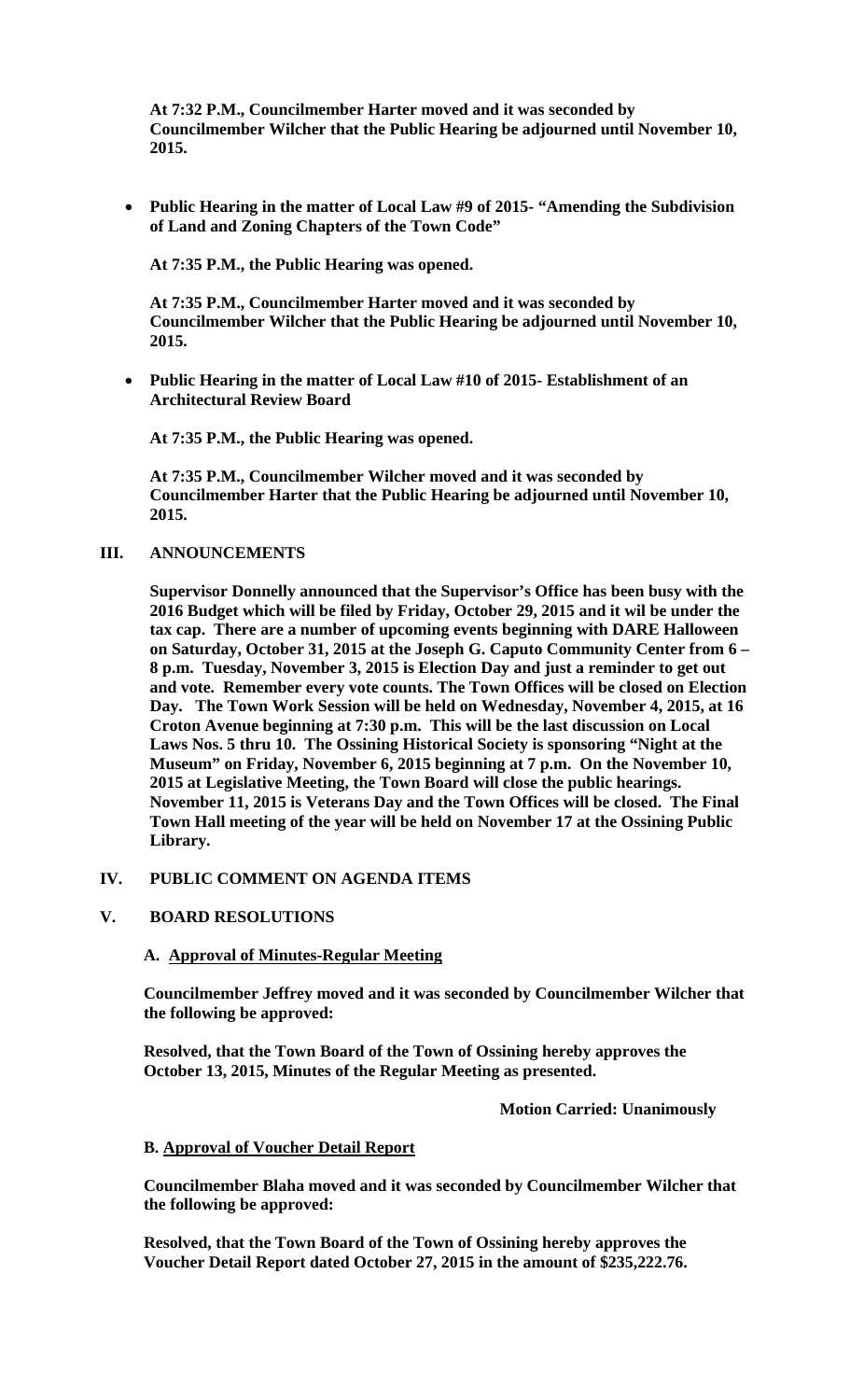**At 7:32 P.M., Councilmember Harter moved and it was seconded by Councilmember Wilcher that the Public Hearing be adjourned until November 10, 2015.**

- **Public Hearing in the matter of Local Law #9 of 2015- "Amending the Subdivision of Land and Zoning Chapters of the Town Code"**

  **At 7:35 P.M., the Public Hearing was opened.**

  **At 7:35 P.M., Councilmember Harter moved and it was seconded by Councilmember Wilcher that the Public Hearing be adjourned until November 10, 2015.**

- **Public Hearing in the matter of Local Law #10 of 2015- Establishment of an Architectural Review Board**

  **At 7:35 P.M., the Public Hearing was opened.**

  **At 7:35 P.M., Councilmember Wilcher moved and it was seconded by Councilmember Harter that the Public Hearing be adjourned until November 10, 2015.**

## III. ANNOUNCEMENTS

**Supervisor Donnelly announced that the Supervisor's Office has been busy with the 2016 Budget which will be filed by Friday, October 29, 2015 and it wil be under the tax cap. There are a number of upcoming events beginning with DARE Halloween on Saturday, October 31, 2015 at the Joseph G. Caputo Community Center from 6 – 8 p.m. Tuesday, November 3, 2015 is Election Day and just a reminder to get out and vote. Remember every vote counts. The Town Offices will be closed on Election Day. The Town Work Session will be held on Wednesday, November 4, 2015, at 16 Croton Avenue beginning at 7:30 p.m. This will be the last discussion on Local Laws Nos. 5 thru 10. The Ossining Historical Society is sponsoring "Night at the Museum" on Friday, November 6, 2015 beginning at 7 p.m. On the November 10, 2015 at Legislative Meeting, the Town Board will close the public hearings. November 11, 2015 is Veterans Day and the Town Offices will be closed. The Final Town Hall meeting of the year will be held on November 17 at the Ossining Public Library.**

## IV. PUBLIC COMMENT ON AGENDA ITEMS

## V. BOARD RESOLUTIONS

### A. Approval of Minutes-Regular Meeting

**Councilmember Jeffrey moved and it was seconded by Councilmember Wilcher that the following be approved:**

**Resolved, that the Town Board of the Town of Ossining hereby approves the October 13, 2015, Minutes of the Regular Meeting as presented.**

**Motion Carried: Unanimously**

### B. Approval of Voucher Detail Report

**Councilmember Blaha moved and it was seconded by Councilmember Wilcher that the following be approved:**

**Resolved, that the Town Board of the Town of Ossining hereby approves the Voucher Detail Report dated October 27, 2015 in the amount of $235,222.76.**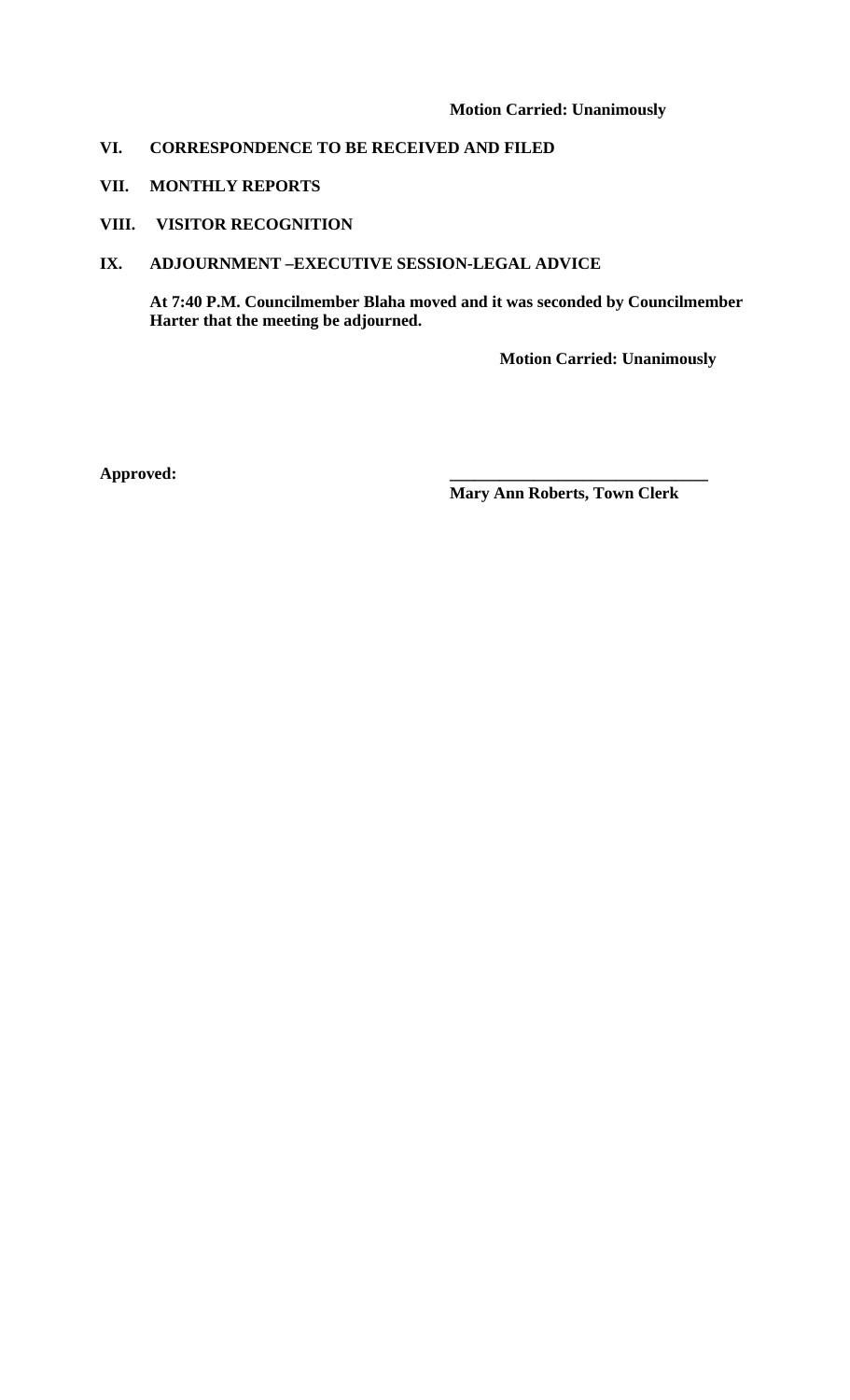**Motion Carried: Unanimously**

## VI. CORRESPONDENCE TO BE RECEIVED AND FILED

## VII. MONTHLY REPORTS

## VIII. VISITOR RECOGNITION

## IX. ADJOURNMENT –EXECUTIVE SESSION-LEGAL ADVICE

**At 7:40 P.M. Councilmember Blaha moved and it was seconded by Councilmember Harter that the meeting be adjourned.**

**Motion Carried: Unanimously**

**Approved:** ______________________________

**Mary Ann Roberts, Town Clerk**